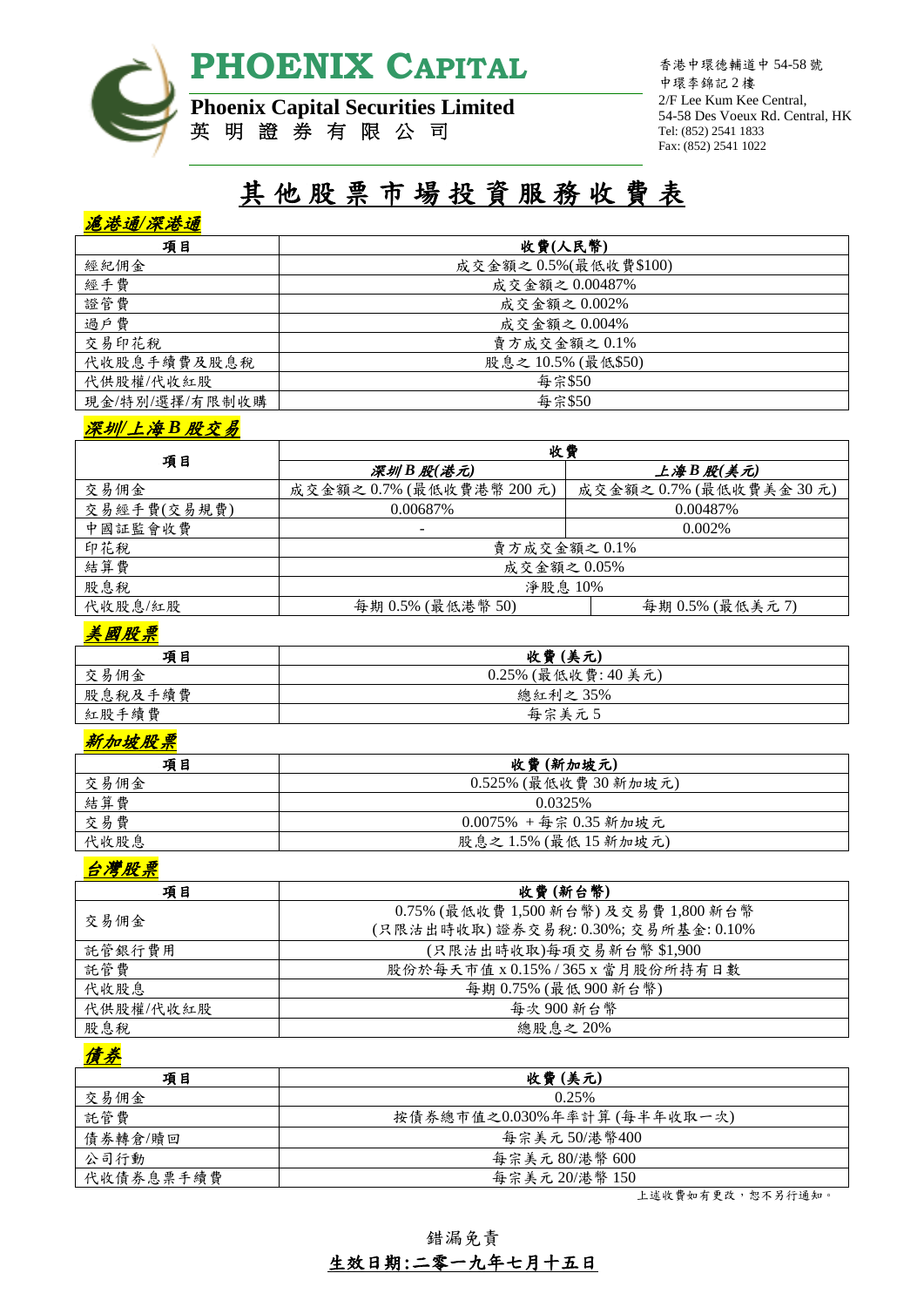# PHOENIX CAPITAL

**Phoenix Capital Securities Limited**
英 明 證 券 有 限 公 司

香港中環德輔道中 54-58 號
中環李錦記 2 樓
2/F Lee Kum Kee Central,
54-58 Des Voeux Rd. Central, HK
Tel: (852) 2541 1833
Fax: (852) 2541 1022

# 其他股票市場投資服務收費表

## 滬港通/深港通

| 項目 | 收費(人民幣) |
| --- | --- |
| 經紀佣金 | 成交金額之 0.5%(最低收費$100) |
| 經手費 | 成交金額之 0.00487% |
| 證管費 | 成交金額之 0.002% |
| 過戶費 | 成交金額之 0.004% |
| 交易印花稅 | 賣方成交金額之 0.1% |
| 代收股息手續費及股息稅 | 股息之 10.5% (最低$50) |
| 代供股權/代收紅股 | 每宗$50 |
| 現金/特別/選擇/有限制收購 | 每宗$50 |

## 深圳/上海 B 股交易

| 項目 | 收費 | |
| --- | --- | --- |
| | *深圳 B 股(港元)* | *上海 B 股(美元)* |
| 交易佣金 | 成交金額之 0.7% (最低收費港幣 200 元) | 成交金額之 0.7% (最低收費美金 30 元) |
| 交易經手費(交易規費) | 0.00687% | 0.00487% |
| 中國証監會收費 | - | 0.002% |
| 印花稅 | 賣方成交金額之 0.1% | |
| 結算費 | 成交金額之 0.05% | |
| 股息稅 | 淨股息 10% | |
| 代收股息/紅股 | 每期 0.5% (最低港幣 50) | 每期 0.5% (最低美元 7) |

## 美國股票

| 項目 | 收費 (美元) |
| --- | --- |
| 交易佣金 | 0.25% (最低收費: 40 美元) |
| 股息稅及手續費 | 總紅利之 35% |
| 紅股手續費 | 每宗美元 5 |

## 新加坡股票

| 項目 | 收費 (新加坡元) |
| --- | --- |
| 交易佣金 | 0.525% (最低收費 30 新加坡元) |
| 結算費 | 0.0325% |
| 交易費 | 0.0075% + 每宗 0.35 新加坡元 |
| 代收股息 | 股息之 1.5% (最低 15 新加坡元) |

## 台灣股票

| 項目 | 收費 (新台幣) |
| --- | --- |
| 交易佣金 | 0.75% (最低收費 1,500 新台幣) 及交易費 1,800 新台幣<br>(只限沽出時收取) 證券交易稅: 0.30%; 交易所基金: 0.10% |
| 託管銀行費用 | (只限沽出時收取)每項交易新台幣 $1,900 |
| 託管費 | 股份於每天市值 x 0.15% / 365 x 當月股份所持有日數 |
| 代收股息 | 每期 0.75% (最低 900 新台幣) |
| 代供股權/代收紅股 | 每次 900 新台幣 |
| 股息稅 | 總股息之 20% |

## 債券

| 項目 | 收費 (美元) |
| --- | --- |
| 交易佣金 | 0.25% |
| 託管費 | 按債券總市值之0.030%年率計算 (每半年收取一次) |
| 債券轉倉/贖回 | 每宗美元 50/港幣400 |
| 公司行動 | 每宗美元 80/港幣 600 |
| 代收債券息票手續費 | 每宗美元 20/港幣 150 |

上述收費如有更改，恕不另行通知。

錯漏免責

**生效日期:二零一九年七月十五日**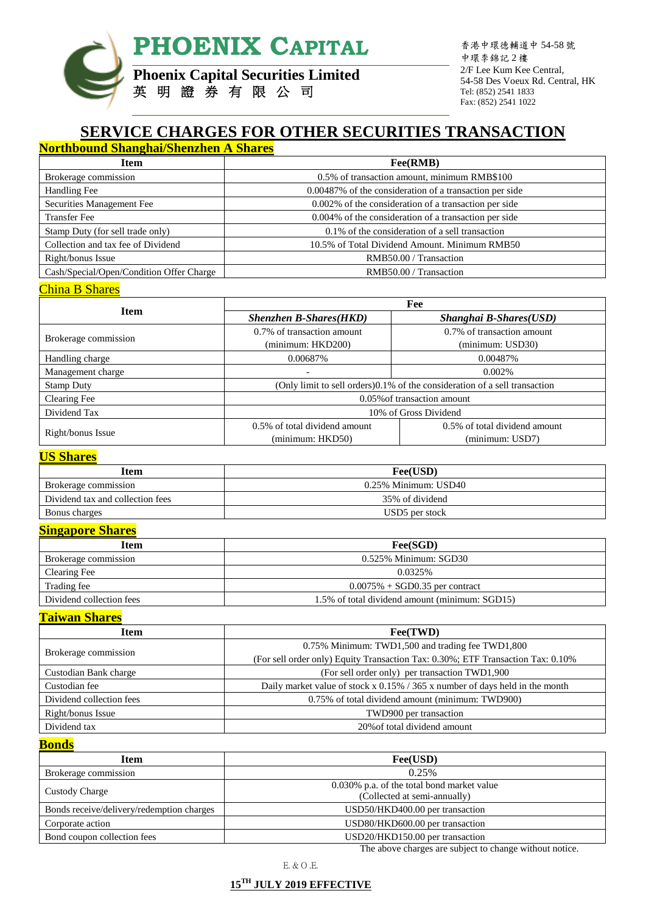# PHOENIX CAPITAL

**Phoenix Capital Securities Limited**
英 明 證 券 有 限 公 司

香港中環德輔道中 54-58 號
中環李錦記 2 樓
2/F Lee Kum Kee Central,
54-58 Des Voeux Rd. Central, HK
Tel: (852) 2541 1833
Fax: (852) 2541 1022

## SERVICE CHARGES FOR OTHER SECURITIES TRANSACTION

### Northbound Shanghai/Shenzhen A Shares

| Item | Fee(RMB) |
|---|---|
| Brokerage commission | 0.5% of transaction amount, minimum RMB$100 |
| Handling Fee | 0.00487% of the consideration of a transaction per side |
| Securities Management Fee | 0.002% of the consideration of a transaction per side |
| Transfer Fee | 0.004% of the consideration of a transaction per side |
| Stamp Duty (for sell trade only) | 0.1% of the consideration of a sell transaction |
| Collection and tax fee of Dividend | 10.5% of Total Dividend Amount. Minimum RMB50 |
| Right/bonus Issue | RMB50.00 / Transaction |
| Cash/Special/Open/Condition Offer Charge | RMB50.00 / Transaction |

### China B Shares

| Item | Fee | |
|---|---|---|
| | ***Shenzhen B-Shares(HKD)*** | ***Shanghai B-Shares(USD)*** |
| Brokerage commission | 0.7% of transaction amount (minimum: HKD200) | 0.7% of transaction amount (minimum: USD30) |
| Handling charge | 0.00687% | 0.00487% |
| Management charge | - | 0.002% |
| Stamp Duty | (Only limit to sell orders)0.1% of the consideration of a sell transaction | |
| Clearing Fee | 0.05%of transaction amount | |
| Dividend Tax | 10% of Gross Dividend | |
| Right/bonus Issue | 0.5% of total dividend amount (minimum: HKD50) | 0.5% of total dividend amount (minimum: USD7) |

### US Shares

| Item | Fee(USD) |
|---|---|
| Brokerage commission | 0.25% Minimum: USD40 |
| Dividend tax and collection fees | 35% of dividend |
| Bonus charges | USD5 per stock |

### Singapore Shares

| Item | Fee(SGD) |
|---|---|
| Brokerage commission | 0.525% Minimum: SGD30 |
| Clearing Fee | 0.0325% |
| Trading fee | 0.0075% + SGD0.35 per contract |
| Dividend collection fees | 1.5% of total dividend amount (minimum: SGD15) |

### Taiwan Shares

| Item | Fee(TWD) |
|---|---|
| Brokerage commission | 0.75% Minimum: TWD1,500 and trading fee TWD1,800<br>(For sell order only) Equity Transaction Tax: 0.30%; ETF Transaction Tax: 0.10% |
| Custodian Bank charge | (For sell order only) per transaction TWD1,900 |
| Custodian fee | Daily market value of stock x 0.15% / 365 x number of days held in the month |
| Dividend collection fees | 0.75% of total dividend amount (minimum: TWD900) |
| Right/bonus Issue | TWD900 per transaction |
| Dividend tax | 20%of total dividend amount |

### Bonds

| Item | Fee(USD) |
|---|---|
| Brokerage commission | 0.25% |
| Custody Charge | 0.030% p.a. of the total bond market value (Collected at semi-annually) |
| Bonds receive/delivery/redemption charges | USD50/HKD400.00 per transaction |
| Corporate action | USD80/HKD600.00 per transaction |
| Bond coupon collection fees | USD20/HKD150.00 per transaction |

The above charges are subject to change without notice.

E. & O .E.

**15TH JULY 2019 EFFECTIVE**